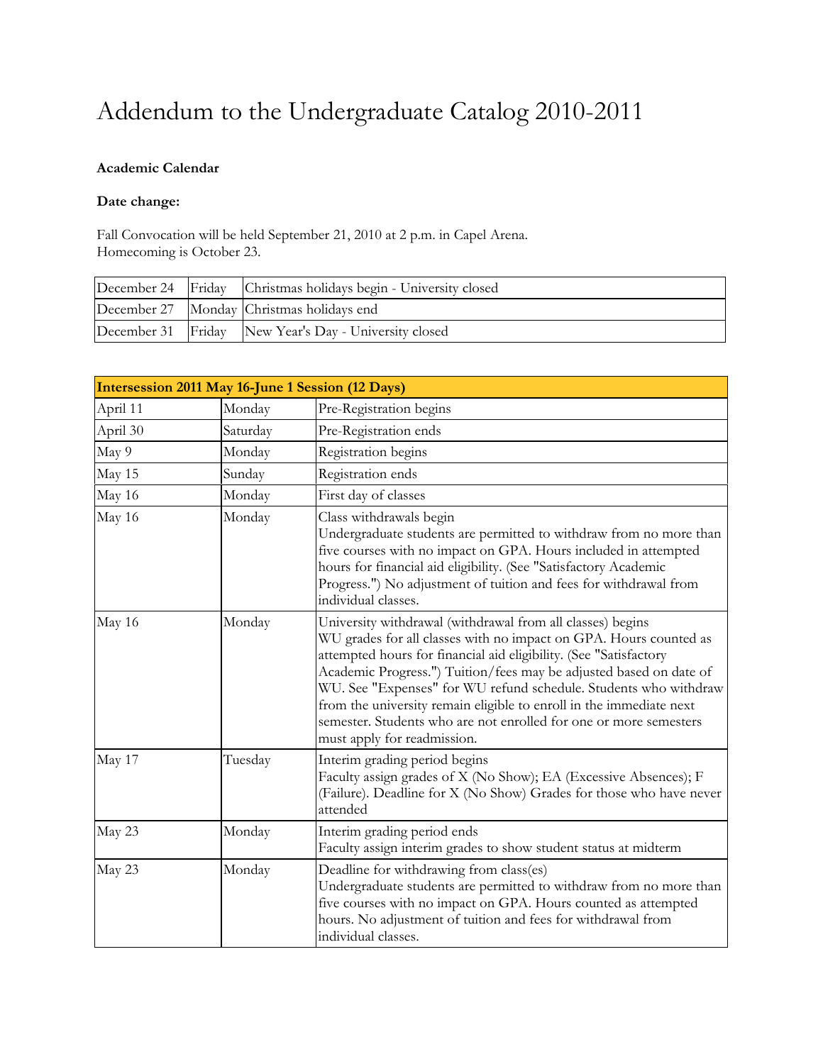# Addendum to the Undergraduate Catalog 2010-2011

**Academic Calendar**

**Date change:**

Fall Convocation will be held September 21, 2010 at 2 p.m. in Capel Arena.
Homecoming is October 23.

| | | |
|---|---|---|
| December 24 | Friday | Christmas holidays begin - University closed |
| December 27 | Monday | Christmas holidays end |
| December 31 | Friday | New Year's Day - University closed |

| **Intersession 2011 May 16-June 1 Session (12 Days)** | | |
|---|---|---|
| April 11 | Monday | Pre-Registration begins |
| April 30 | Saturday | Pre-Registration ends |
| May 9 | Monday | Registration begins |
| May 15 | Sunday | Registration ends |
| May 16 | Monday | First day of classes |
| May 16 | Monday | Class withdrawals begin<br>Undergraduate students are permitted to withdraw from no more than five courses with no impact on GPA. Hours included in attempted hours for financial aid eligibility. (See "Satisfactory Academic Progress.") No adjustment of tuition and fees for withdrawal from individual classes. |
| May 16 | Monday | University withdrawal (withdrawal from all classes) begins<br>WU grades for all classes with no impact on GPA. Hours counted as attempted hours for financial aid eligibility. (See "Satisfactory Academic Progress.") Tuition/fees may be adjusted based on date of WU. See "Expenses" for WU refund schedule. Students who withdraw from the university remain eligible to enroll in the immediate next semester. Students who are not enrolled for one or more semesters must apply for readmission. |
| May 17 | Tuesday | Interim grading period begins<br>Faculty assign grades of X (No Show); EA (Excessive Absences); F (Failure). Deadline for X (No Show) Grades for those who have never attended |
| May 23 | Monday | Interim grading period ends<br>Faculty assign interim grades to show student status at midterm |
| May 23 | Monday | Deadline for withdrawing from class(es)<br>Undergraduate students are permitted to withdraw from no more than five courses with no impact on GPA. Hours counted as attempted hours. No adjustment of tuition and fees for withdrawal from individual classes. |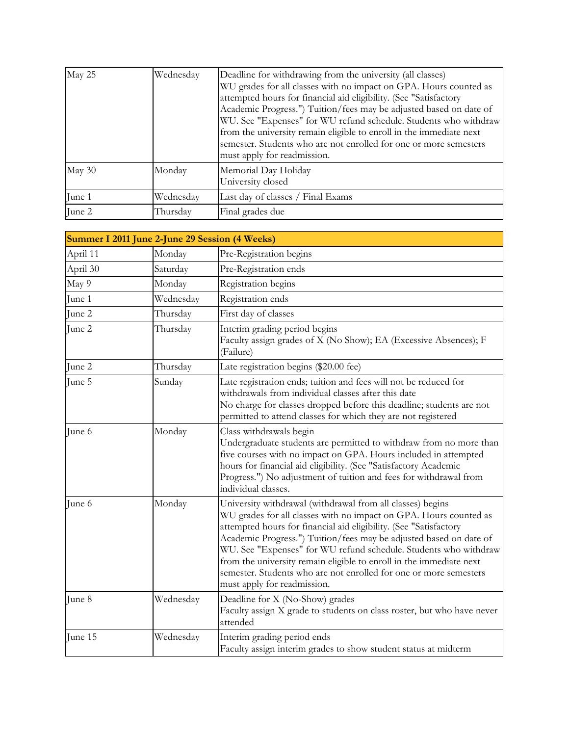| | | |
|---|---|---|
| May 25 | Wednesday | Deadline for withdrawing from the university (all classes)<br>WU grades for all classes with no impact on GPA. Hours counted as attempted hours for financial aid eligibility. (See "Satisfactory Academic Progress.") Tuition/fees may be adjusted based on date of WU. See "Expenses" for WU refund schedule. Students who withdraw from the university remain eligible to enroll in the immediate next semester. Students who are not enrolled for one or more semesters must apply for readmission. |
| May 30 | Monday | Memorial Day Holiday<br>University closed |
| June 1 | Wednesday | Last day of classes / Final Exams |
| June 2 | Thursday | Final grades due |

| **Summer I 2011 June 2-June 29 Session (4 Weeks)** | | |
|---|---|---|
| April 11 | Monday | Pre-Registration begins |
| April 30 | Saturday | Pre-Registration ends |
| May 9 | Monday | Registration begins |
| June 1 | Wednesday | Registration ends |
| June 2 | Thursday | First day of classes |
| June 2 | Thursday | Interim grading period begins<br>Faculty assign grades of X (No Show); EA (Excessive Absences); F (Failure) |
| June 2 | Thursday | Late registration begins ($20.00 fee) |
| June 5 | Sunday | Late registration ends; tuition and fees will not be reduced for withdrawals from individual classes after this date<br>No charge for classes dropped before this deadline; students are not permitted to attend classes for which they are not registered |
| June 6 | Monday | Class withdrawals begin<br>Undergraduate students are permitted to withdraw from no more than five courses with no impact on GPA. Hours included in attempted hours for financial aid eligibility. (See "Satisfactory Academic Progress.") No adjustment of tuition and fees for withdrawal from individual classes. |
| June 6 | Monday | University withdrawal (withdrawal from all classes) begins<br>WU grades for all classes with no impact on GPA. Hours counted as attempted hours for financial aid eligibility. (See "Satisfactory Academic Progress.") Tuition/fees may be adjusted based on date of WU. See "Expenses" for WU refund schedule. Students who withdraw from the university remain eligible to enroll in the immediate next semester. Students who are not enrolled for one or more semesters must apply for readmission. |
| June 8 | Wednesday | Deadline for X (No-Show) grades<br>Faculty assign X grade to students on class roster, but who have never attended |
| June 15 | Wednesday | Interim grading period ends<br>Faculty assign interim grades to show student status at midterm |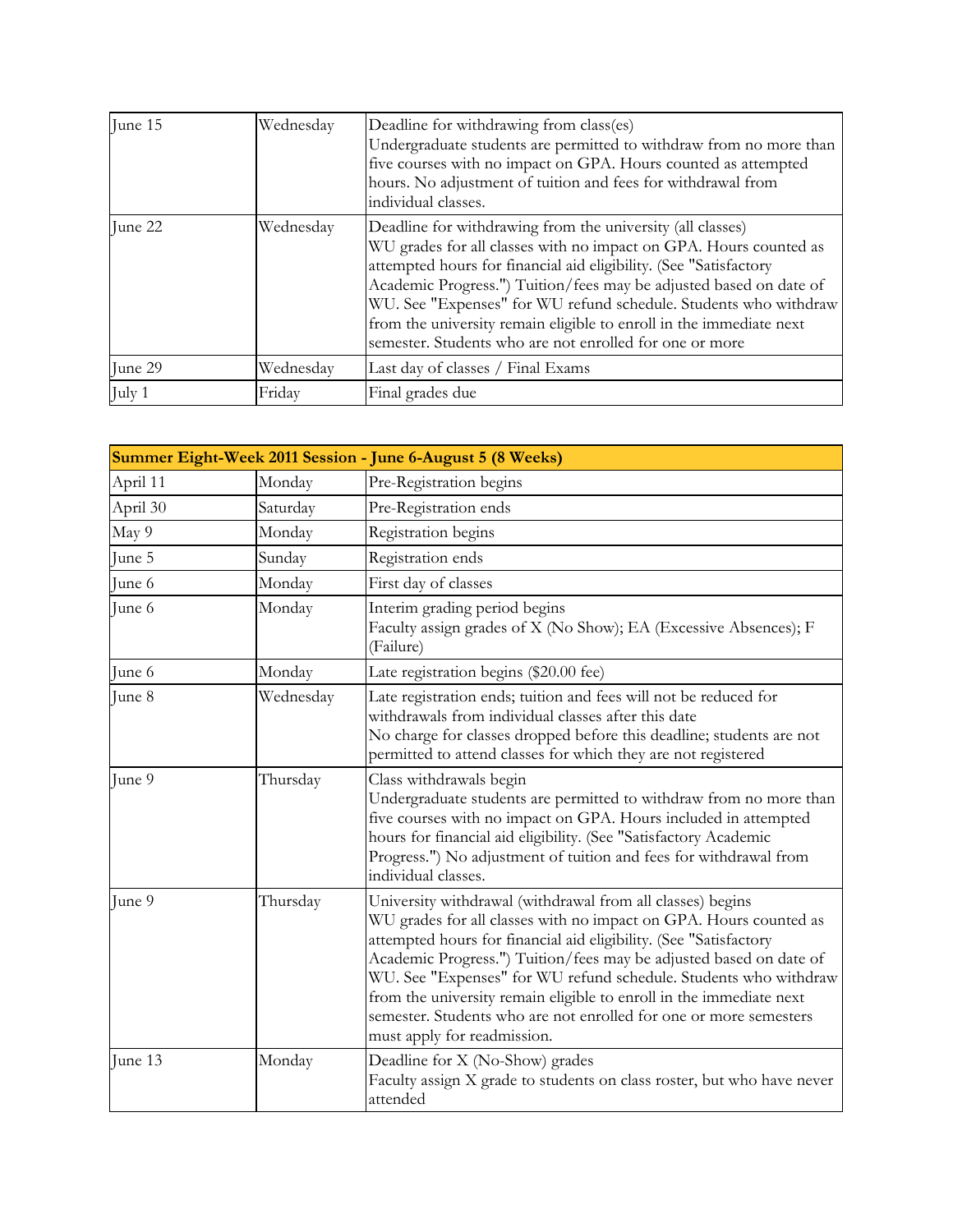| | | |
|---|---|---|
| June 15 | Wednesday | Deadline for withdrawing from class(es)<br>Undergraduate students are permitted to withdraw from no more than five courses with no impact on GPA. Hours counted as attempted hours. No adjustment of tuition and fees for withdrawal from individual classes. |
| June 22 | Wednesday | Deadline for withdrawing from the university (all classes)<br>WU grades for all classes with no impact on GPA. Hours counted as attempted hours for financial aid eligibility. (See "Satisfactory Academic Progress.") Tuition/fees may be adjusted based on date of WU. See "Expenses" for WU refund schedule. Students who withdraw from the university remain eligible to enroll in the immediate next semester. Students who are not enrolled for one or more |
| June 29 | Wednesday | Last day of classes / Final Exams |
| July 1 | Friday | Final grades due |

| **Summer Eight-Week 2011 Session - June 6-August 5 (8 Weeks)** | | |
|---|---|---|
| April 11 | Monday | Pre-Registration begins |
| April 30 | Saturday | Pre-Registration ends |
| May 9 | Monday | Registration begins |
| June 5 | Sunday | Registration ends |
| June 6 | Monday | First day of classes |
| June 6 | Monday | Interim grading period begins<br>Faculty assign grades of X (No Show); EA (Excessive Absences); F (Failure) |
| June 6 | Monday | Late registration begins ($20.00 fee) |
| June 8 | Wednesday | Late registration ends; tuition and fees will not be reduced for withdrawals from individual classes after this date<br>No charge for classes dropped before this deadline; students are not permitted to attend classes for which they are not registered |
| June 9 | Thursday | Class withdrawals begin<br>Undergraduate students are permitted to withdraw from no more than five courses with no impact on GPA. Hours included in attempted hours for financial aid eligibility. (See "Satisfactory Academic Progress.") No adjustment of tuition and fees for withdrawal from individual classes. |
| June 9 | Thursday | University withdrawal (withdrawal from all classes) begins<br>WU grades for all classes with no impact on GPA. Hours counted as attempted hours for financial aid eligibility. (See "Satisfactory Academic Progress.") Tuition/fees may be adjusted based on date of WU. See "Expenses" for WU refund schedule. Students who withdraw from the university remain eligible to enroll in the immediate next semester. Students who are not enrolled for one or more semesters must apply for readmission. |
| June 13 | Monday | Deadline for X (No-Show) grades<br>Faculty assign X grade to students on class roster, but who have never attended |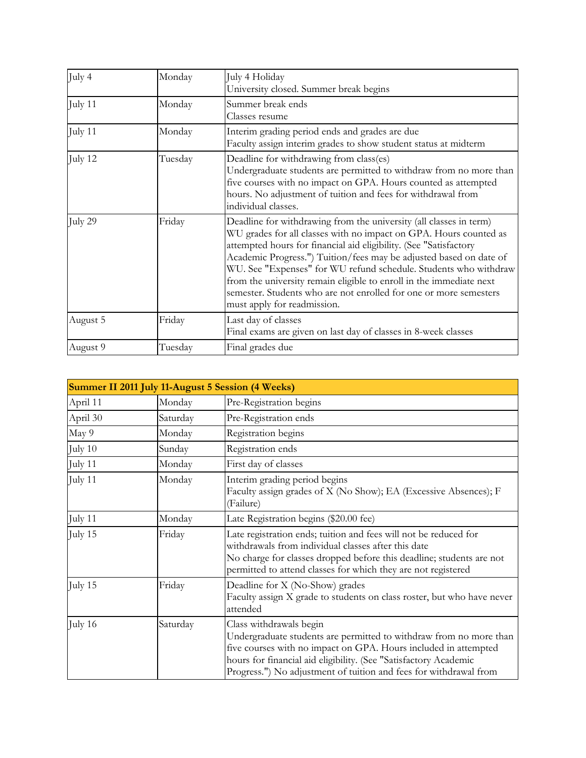| | | |
|---|---|---|
| July 4 | Monday | July 4 Holiday<br>University closed. Summer break begins |
| July 11 | Monday | Summer break ends<br>Classes resume |
| July 11 | Monday | Interim grading period ends and grades are due<br>Faculty assign interim grades to show student status at midterm |
| July 12 | Tuesday | Deadline for withdrawing from class(es)<br>Undergraduate students are permitted to withdraw from no more than five courses with no impact on GPA. Hours counted as attempted hours. No adjustment of tuition and fees for withdrawal from individual classes. |
| July 29 | Friday | Deadline for withdrawing from the university (all classes in term)<br>WU grades for all classes with no impact on GPA. Hours counted as attempted hours for financial aid eligibility. (See "Satisfactory Academic Progress.") Tuition/fees may be adjusted based on date of WU. See "Expenses" for WU refund schedule. Students who withdraw from the university remain eligible to enroll in the immediate next semester. Students who are not enrolled for one or more semesters must apply for readmission. |
| August 5 | Friday | Last day of classes<br>Final exams are given on last day of classes in 8-week classes |
| August 9 | Tuesday | Final grades due |

| **Summer II 2011 July 11-August 5 Session (4 Weeks)** | | |
|---|---|---|
| April 11 | Monday | Pre-Registration begins |
| April 30 | Saturday | Pre-Registration ends |
| May 9 | Monday | Registration begins |
| July 10 | Sunday | Registration ends |
| July 11 | Monday | First day of classes |
| July 11 | Monday | Interim grading period begins<br>Faculty assign grades of X (No Show); EA (Excessive Absences); F (Failure) |
| July 11 | Monday | Late Registration begins ($20.00 fee) |
| July 15 | Friday | Late registration ends; tuition and fees will not be reduced for withdrawals from individual classes after this date<br>No charge for classes dropped before this deadline; students are not permitted to attend classes for which they are not registered |
| July 15 | Friday | Deadline for X (No-Show) grades<br>Faculty assign X grade to students on class roster, but who have never attended |
| July 16 | Saturday | Class withdrawals begin<br>Undergraduate students are permitted to withdraw from no more than five courses with no impact on GPA. Hours included in attempted hours for financial aid eligibility. (See "Satisfactory Academic Progress.") No adjustment of tuition and fees for withdrawal from |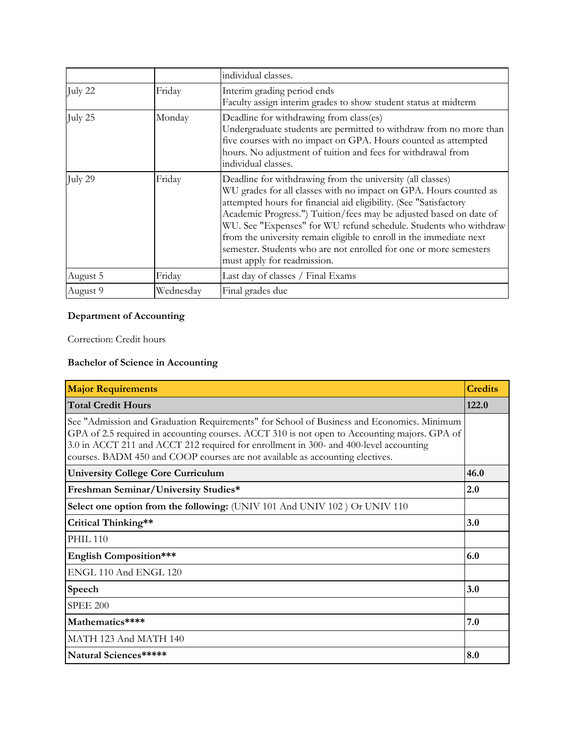| | | individual classes. |
|---|---|---|
| July 22 | Friday | Interim grading period ends<br>Faculty assign interim grades to show student status at midterm |
| July 25 | Monday | Deadline for withdrawing from class(es)<br>Undergraduate students are permitted to withdraw from no more than five courses with no impact on GPA. Hours counted as attempted hours. No adjustment of tuition and fees for withdrawal from individual classes. |
| July 29 | Friday | Deadline for withdrawing from the university (all classes)<br>WU grades for all classes with no impact on GPA. Hours counted as attempted hours for financial aid eligibility. (See "Satisfactory Academic Progress.") Tuition/fees may be adjusted based on date of WU. See "Expenses" for WU refund schedule. Students who withdraw from the university remain eligible to enroll in the immediate next semester. Students who are not enrolled for one or more semesters must apply for readmission. |
| August 5 | Friday | Last day of classes / Final Exams |
| August 9 | Wednesday | Final grades due |

**Department of Accounting**

Correction: Credit hours

**Bachelor of Science in Accounting**

| Major Requirements | Credits |
|---|---|
| **Total Credit Hours** | **122.0** |
| See "Admission and Graduation Requirements" for School of Business and Economics. Minimum GPA of 2.5 required in accounting courses. ACCT 310 is not open to Accounting majors. GPA of 3.0 in ACCT 211 and ACCT 212 required for enrollment in 300- and 400-level accounting courses. BADM 450 and COOP courses are not available as accounting electives. | |
| **University College Core Curriculum** | **46.0** |
| **Freshman Seminar/University Studies*** | **2.0** |
| **Select one option from the following:** (UNIV 101 And UNIV 102 ) Or UNIV 110 | |
| **Critical Thinking**** | **3.0** |
| PHIL 110 | |
| **English Composition***** | **6.0** |
| ENGL 110 And ENGL 120 | |
| **Speech** | **3.0** |
| SPEE 200 | |
| **Mathematics****** | **7.0** |
| MATH 123 And MATH 140 | |
| **Natural Sciences******* | **8.0** |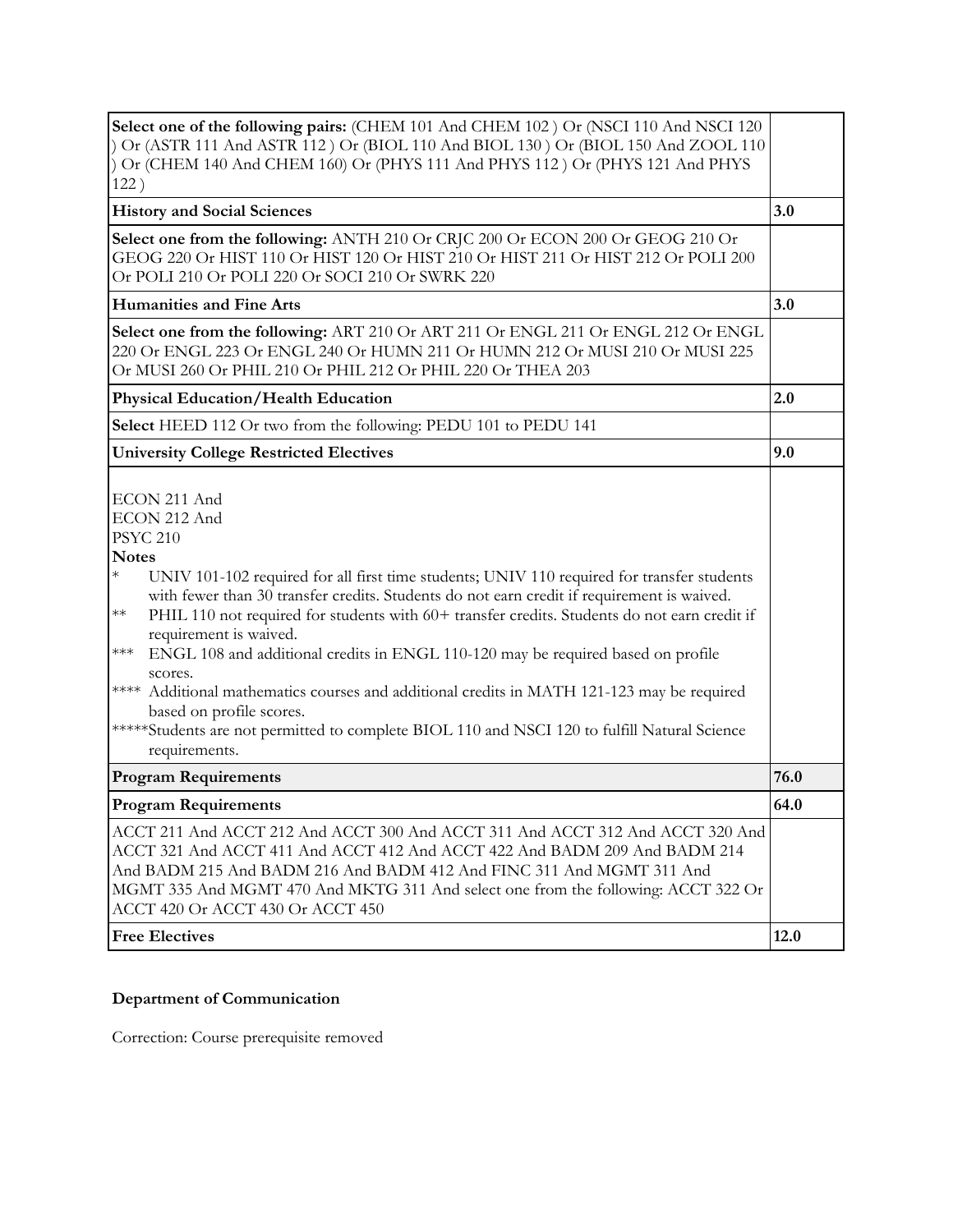| | |
|---|---|
| **Select one of the following pairs:** (CHEM 101 And CHEM 102 ) Or (NSCI 110 And NSCI 120 ) Or (ASTR 111 And ASTR 112 ) Or (BIOL 110 And BIOL 130 ) Or (BIOL 150 And ZOOL 110 ) Or (CHEM 140 And CHEM 160) Or (PHYS 111 And PHYS 112 ) Or (PHYS 121 And PHYS 122 ) | |
| **History and Social Sciences** | **3.0** |
| **Select one from the following:** ANTH 210 Or CRJC 200 Or ECON 200 Or GEOG 210 Or GEOG 220 Or HIST 110 Or HIST 120 Or HIST 210 Or HIST 211 Or HIST 212 Or POLI 200 Or POLI 210 Or POLI 220 Or SOCI 210 Or SWRK 220 | |
| **Humanities and Fine Arts** | **3.0** |
| **Select one from the following:** ART 210 Or ART 211 Or ENGL 211 Or ENGL 212 Or ENGL 220 Or ENGL 223 Or ENGL 240 Or HUMN 211 Or HUMN 212 Or MUSI 210 Or MUSI 225 Or MUSI 260 Or PHIL 210 Or PHIL 212 Or PHIL 220 Or THEA 203 | |
| **Physical Education/Health Education** | **2.0** |
| **Select** HEED 112 Or two from the following: PEDU 101 to PEDU 141 | |
| **University College Restricted Electives** | **9.0** |
| ECON 211 And<br>ECON 212 And<br>PSYC 210<br>**Notes**<br>* UNIV 101-102 required for all first time students; UNIV 110 required for transfer students with fewer than 30 transfer credits. Students do not earn credit if requirement is waived.<br>** PHIL 110 not required for students with 60+ transfer credits. Students do not earn credit if requirement is waived.<br>*** ENGL 108 and additional credits in ENGL 110-120 may be required based on profile scores.<br>**** Additional mathematics courses and additional credits in MATH 121-123 may be required based on profile scores.<br>*****Students are not permitted to complete BIOL 110 and NSCI 120 to fulfill Natural Science requirements. | |
| **Program Requirements** | **76.0** |
| **Program Requirements** | **64.0** |
| ACCT 211 And ACCT 212 And ACCT 300 And ACCT 311 And ACCT 312 And ACCT 320 And ACCT 321 And ACCT 411 And ACCT 412 And ACCT 422 And BADM 209 And BADM 214 And BADM 215 And BADM 216 And BADM 412 And FINC 311 And MGMT 311 And MGMT 335 And MGMT 470 And MKTG 311 And select one from the following: ACCT 322 Or ACCT 420 Or ACCT 430 Or ACCT 450 | |
| **Free Electives** | **12.0** |

**Department of Communication**

Correction: Course prerequisite removed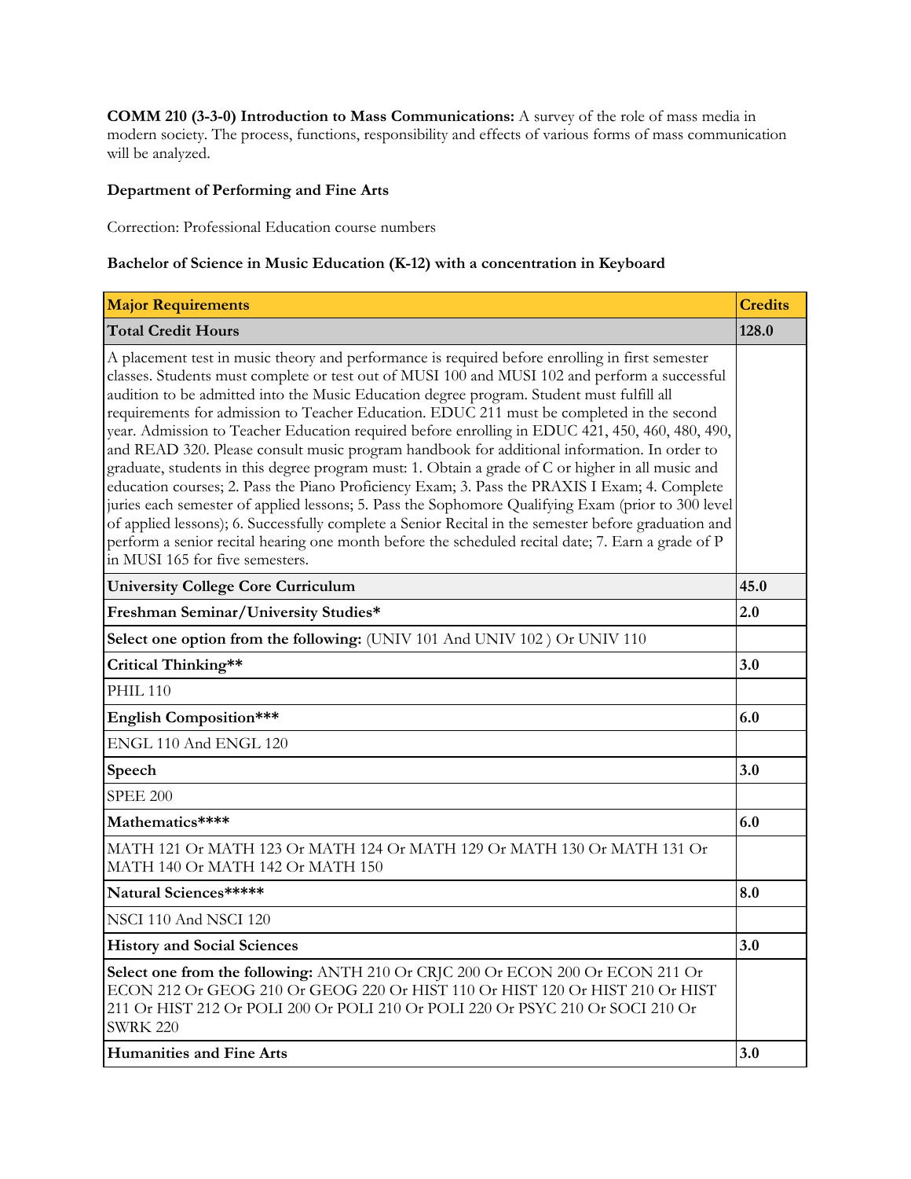**COMM 210 (3-3-0) Introduction to Mass Communications:** A survey of the role of mass media in modern society. The process, functions, responsibility and effects of various forms of mass communication will be analyzed.

**Department of Performing and Fine Arts**

Correction: Professional Education course numbers

**Bachelor of Science in Music Education (K-12) with a concentration in Keyboard**

| **Major Requirements** | **Credits** |
|---|---|
| **Total Credit Hours** | **128.0** |
| A placement test in music theory and performance is required before enrolling in first semester classes. Students must complete or test out of MUSI 100 and MUSI 102 and perform a successful audition to be admitted into the Music Education degree program. Student must fulfill all requirements for admission to Teacher Education. EDUC 211 must be completed in the second year. Admission to Teacher Education required before enrolling in EDUC 421, 450, 460, 480, 490, and READ 320. Please consult music program handbook for additional information. In order to graduate, students in this degree program must: 1. Obtain a grade of C or higher in all music and education courses; 2. Pass the Piano Proficiency Exam; 3. Pass the PRAXIS I Exam; 4. Complete juries each semester of applied lessons; 5. Pass the Sophomore Qualifying Exam (prior to 300 level of applied lessons); 6. Successfully complete a Senior Recital in the semester before graduation and perform a senior recital hearing one month before the scheduled recital date; 7. Earn a grade of P in MUSI 165 for five semesters. | |
| **University College Core Curriculum** | **45.0** |
| **Freshman Seminar/University Studies*** | **2.0** |
| **Select one option from the following:** (UNIV 101 And UNIV 102 ) Or UNIV 110 | |
| **Critical Thinking**** | **3.0** |
| PHIL 110 | |
| **English Composition***** | **6.0** |
| ENGL 110 And ENGL 120 | |
| **Speech** | **3.0** |
| SPEE 200 | |
| **Mathematics****** | **6.0** |
| MATH 121 Or MATH 123 Or MATH 124 Or MATH 129 Or MATH 130 Or MATH 131 Or MATH 140 Or MATH 142 Or MATH 150 | |
| **Natural Sciences******* | **8.0** |
| NSCI 110 And NSCI 120 | |
| **History and Social Sciences** | **3.0** |
| **Select one from the following:** ANTH 210 Or CRJC 200 Or ECON 200 Or ECON 211 Or ECON 212 Or GEOG 210 Or GEOG 220 Or HIST 110 Or HIST 120 Or HIST 210 Or HIST 211 Or HIST 212 Or POLI 200 Or POLI 210 Or POLI 220 Or PSYC 210 Or SOCI 210 Or SWRK 220 | |
| **Humanities and Fine Arts** | **3.0** |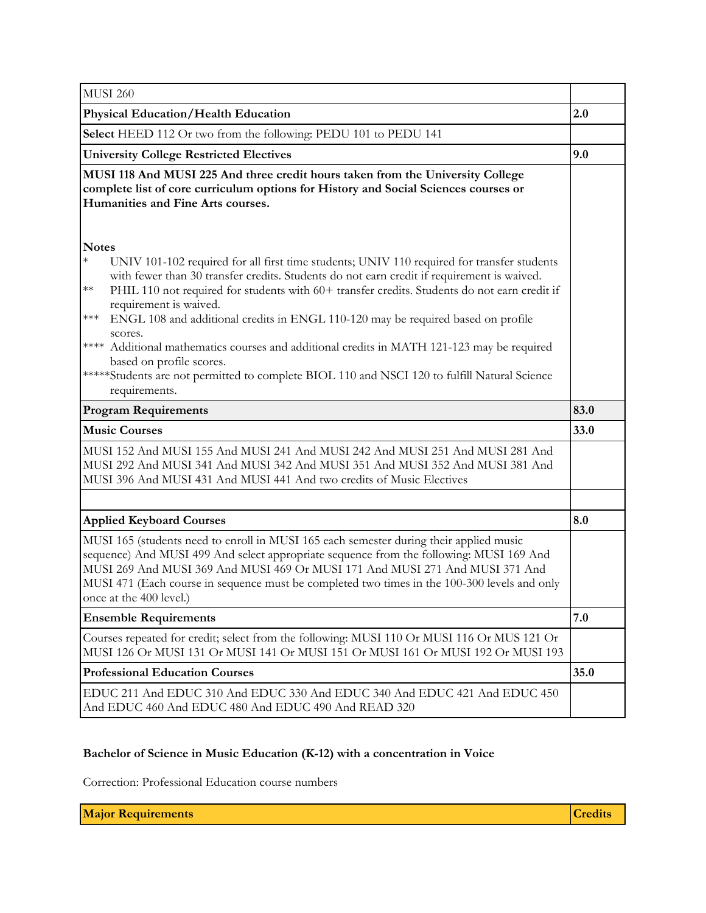| MUSI 260 | |
|---|---|
| **Physical Education/Health Education** | **2.0** |
| **Select** HEED 112 Or two from the following: PEDU 101 to PEDU 141 | |
| **University College Restricted Electives** | **9.0** |
| **MUSI 118 And MUSI 225 And three credit hours taken from the University College complete list of core curriculum options for History and Social Sciences courses or Humanities and Fine Arts courses.**<br><br>**Notes**<br>* UNIV 101-102 required for all first time students; UNIV 110 required for transfer students with fewer than 30 transfer credits. Students do not earn credit if requirement is waived.<br>** PHIL 110 not required for students with 60+ transfer credits. Students do not earn credit if requirement is waived.<br>*** ENGL 108 and additional credits in ENGL 110-120 may be required based on profile scores.<br>**** Additional mathematics courses and additional credits in MATH 121-123 may be required based on profile scores.<br>*****Students are not permitted to complete BIOL 110 and NSCI 120 to fulfill Natural Science requirements. | |
| **Program Requirements** | **83.0** |
| **Music Courses** | **33.0** |
| MUSI 152 And MUSI 155 And MUSI 241 And MUSI 242 And MUSI 251 And MUSI 281 And MUSI 292 And MUSI 341 And MUSI 342 And MUSI 351 And MUSI 352 And MUSI 381 And MUSI 396 And MUSI 431 And MUSI 441 And two credits of Music Electives | |
| | |
| **Applied Keyboard Courses** | **8.0** |
| MUSI 165 (students need to enroll in MUSI 165 each semester during their applied music sequence) And MUSI 499 And select appropriate sequence from the following: MUSI 169 And MUSI 269 And MUSI 369 And MUSI 469 Or MUSI 171 And MUSI 271 And MUSI 371 And MUSI 471 (Each course in sequence must be completed two times in the 100-300 levels and only once at the 400 level.) | |
| **Ensemble Requirements** | **7.0** |
| Courses repeated for credit; select from the following: MUSI 110 Or MUSI 116 Or MUS 121 Or MUSI 126 Or MUSI 131 Or MUSI 141 Or MUSI 151 Or MUSI 161 Or MUSI 192 Or MUSI 193 | |
| **Professional Education Courses** | **35.0** |
| EDUC 211 And EDUC 310 And EDUC 330 And EDUC 340 And EDUC 421 And EDUC 450 And EDUC 460 And EDUC 480 And EDUC 490 And READ 320 | |

**Bachelor of Science in Music Education (K-12) with a concentration in Voice**

Correction: Professional Education course numbers

| Major Requirements | Credits |
|---|---|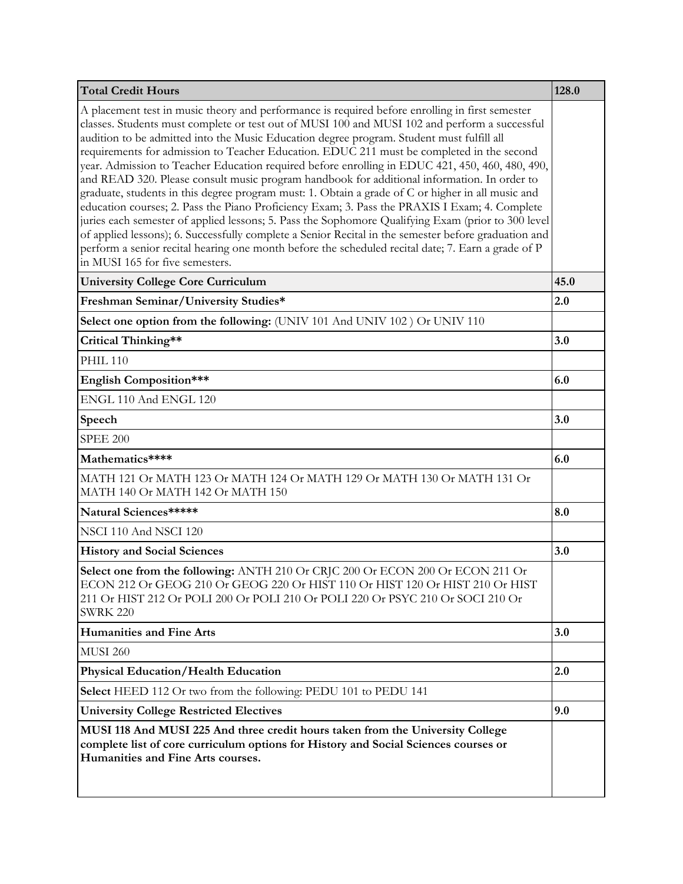| Total Credit Hours | 128.0 |
|---|---|
| A placement test in music theory and performance is required before enrolling in first semester classes. Students must complete or test out of MUSI 100 and MUSI 102 and perform a successful audition to be admitted into the Music Education degree program. Student must fulfill all requirements for admission to Teacher Education. EDUC 211 must be completed in the second year. Admission to Teacher Education required before enrolling in EDUC 421, 450, 460, 480, 490, and READ 320. Please consult music program handbook for additional information. In order to graduate, students in this degree program must: 1. Obtain a grade of C or higher in all music and education courses; 2. Pass the Piano Proficiency Exam; 3. Pass the PRAXIS I Exam; 4. Complete juries each semester of applied lessons; 5. Pass the Sophomore Qualifying Exam (prior to 300 level of applied lessons); 6. Successfully complete a Senior Recital in the semester before graduation and perform a senior recital hearing one month before the scheduled recital date; 7. Earn a grade of P in MUSI 165 for five semesters. | |
| **University College Core Curriculum** | **45.0** |
| **Freshman Seminar/University Studies*** | **2.0** |
| **Select one option from the following:** (UNIV 101 And UNIV 102 ) Or UNIV 110 | |
| **Critical Thinking**** | **3.0** |
| PHIL 110 | |
| **English Composition***** | **6.0** |
| ENGL 110 And ENGL 120 | |
| **Speech** | **3.0** |
| SPEE 200 | |
| **Mathematics****** | **6.0** |
| MATH 121 Or MATH 123 Or MATH 124 Or MATH 129 Or MATH 130 Or MATH 131 Or MATH 140 Or MATH 142 Or MATH 150 | |
| **Natural Sciences******* | **8.0** |
| NSCI 110 And NSCI 120 | |
| **History and Social Sciences** | **3.0** |
| **Select one from the following:** ANTH 210 Or CRJC 200 Or ECON 200 Or ECON 211 Or ECON 212 Or GEOG 210 Or GEOG 220 Or HIST 110 Or HIST 120 Or HIST 210 Or HIST 211 Or HIST 212 Or POLI 200 Or POLI 210 Or POLI 220 Or PSYC 210 Or SOCI 210 Or SWRK 220 | |
| **Humanities and Fine Arts** | **3.0** |
| MUSI 260 | |
| **Physical Education/Health Education** | **2.0** |
| **Select** HEED 112 Or two from the following: PEDU 101 to PEDU 141 | |
| **University College Restricted Electives** | **9.0** |
| **MUSI 118 And MUSI 225 And three credit hours taken from the University College complete list of core curriculum options for History and Social Sciences courses or Humanities and Fine Arts courses.** | |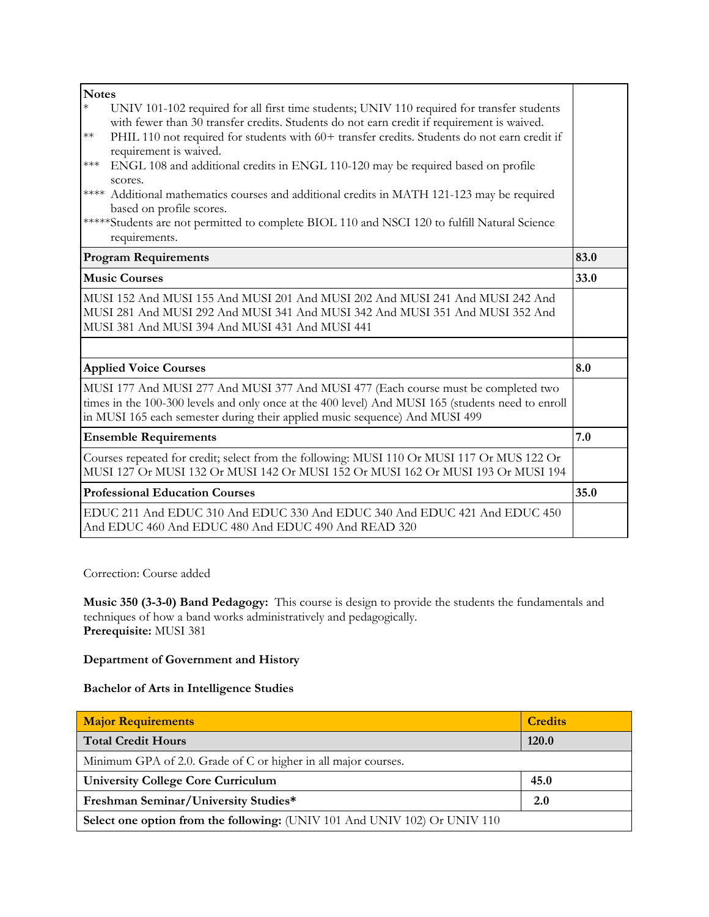| Notes | |
|---|---|
| * UNIV 101-102 required for all first time students; UNIV 110 required for transfer students with fewer than 30 transfer credits. Students do not earn credit if requirement is waived.<br>** PHIL 110 not required for students with 60+ transfer credits. Students do not earn credit if requirement is waived.<br>*** ENGL 108 and additional credits in ENGL 110-120 may be required based on profile scores.<br>**** Additional mathematics courses and additional credits in MATH 121-123 may be required based on profile scores.<br>*****Students are not permitted to complete BIOL 110 and NSCI 120 to fulfill Natural Science requirements. | |
| **Program Requirements** | **83.0** |
| **Music Courses** | **33.0** |
| MUSI 152 And MUSI 155 And MUSI 201 And MUSI 202 And MUSI 241 And MUSI 242 And MUSI 281 And MUSI 292 And MUSI 341 And MUSI 342 And MUSI 351 And MUSI 352 And MUSI 381 And MUSI 394 And MUSI 431 And MUSI 441 | |
| | |
| **Applied Voice Courses** | **8.0** |
| MUSI 177 And MUSI 277 And MUSI 377 And MUSI 477 (Each course must be completed two times in the 100-300 levels and only once at the 400 level) And MUSI 165 (students need to enroll in MUSI 165 each semester during their applied music sequence) And MUSI 499 | |
| **Ensemble Requirements** | **7.0** |
| Courses repeated for credit; select from the following: MUSI 110 Or MUSI 117 Or MUS 122 Or MUSI 127 Or MUSI 132 Or MUSI 142 Or MUSI 152 Or MUSI 162 Or MUSI 193 Or MUSI 194 | |
| **Professional Education Courses** | **35.0** |
| EDUC 211 And EDUC 310 And EDUC 330 And EDUC 340 And EDUC 421 And EDUC 450 And EDUC 460 And EDUC 480 And EDUC 490 And READ 320 | |

Correction: Course added

**Music 350 (3-3-0) Band Pedagogy:** This course is design to provide the students the fundamentals and techniques of how a band works administratively and pedagogically.
**Prerequisite:** MUSI 381

**Department of Government and History**

**Bachelor of Arts in Intelligence Studies**

| **Major Requirements** | **Credits** |
|---|---|
| **Total Credit Hours** | **120.0** |
| Minimum GPA of 2.0. Grade of C or higher in all major courses. | |
| **University College Core Curriculum** | **45.0** |
| **Freshman Seminar/University Studies*** | **2.0** |
| **Select one option from the following:** (UNIV 101 And UNIV 102) Or UNIV 110 | |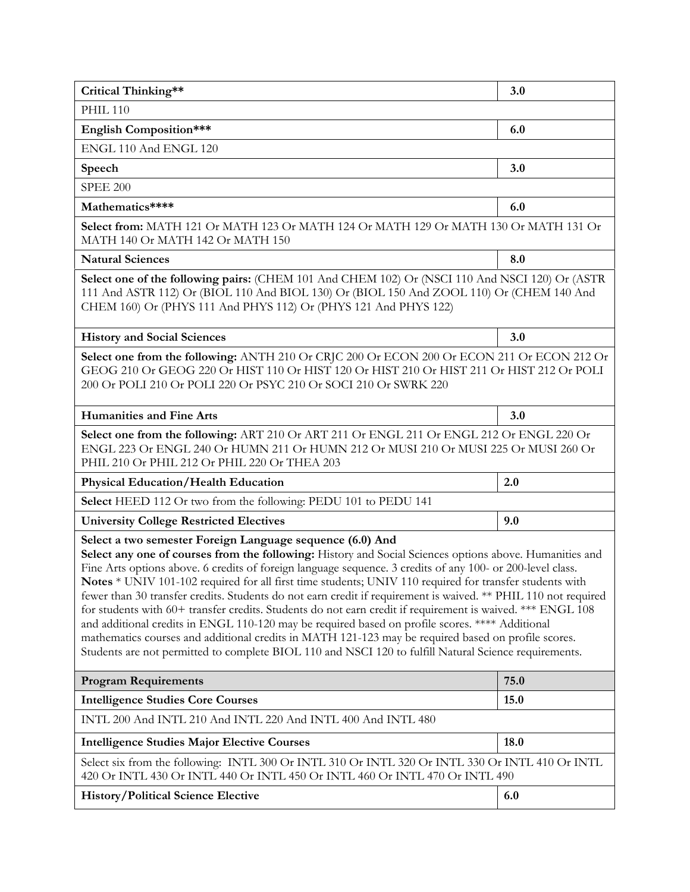| Critical Thinking** | 3.0 |
|---|---|
| PHIL 110 | |
| **English Composition***** | **6.0** |
| ENGL 110 And ENGL 120 | |
| **Speech** | **3.0** |
| SPEE 200 | |
| **Mathematics****** | **6.0** |
| **Select from:** MATH 121 Or MATH 123 Or MATH 124 Or MATH 129 Or MATH 130 Or MATH 131 Or MATH 140 Or MATH 142 Or MATH 150 | |
| **Natural Sciences** | **8.0** |
| **Select one of the following pairs:** (CHEM 101 And CHEM 102) Or (NSCI 110 And NSCI 120) Or (ASTR 111 And ASTR 112) Or (BIOL 110 And BIOL 130) Or (BIOL 150 And ZOOL 110) Or (CHEM 140 And CHEM 160) Or (PHYS 111 And PHYS 112) Or (PHYS 121 And PHYS 122) | |
| **History and Social Sciences** | **3.0** |
| **Select one from the following:** ANTH 210 Or CRJC 200 Or ECON 200 Or ECON 211 Or ECON 212 Or GEOG 210 Or GEOG 220 Or HIST 110 Or HIST 120 Or HIST 210 Or HIST 211 Or HIST 212 Or POLI 200 Or POLI 210 Or POLI 220 Or PSYC 210 Or SOCI 210 Or SWRK 220 | |
| **Humanities and Fine Arts** | **3.0** |
| **Select one from the following:** ART 210 Or ART 211 Or ENGL 211 Or ENGL 212 Or ENGL 220 Or ENGL 223 Or ENGL 240 Or HUMN 211 Or HUMN 212 Or MUSI 210 Or MUSI 225 Or MUSI 260 Or PHIL 210 Or PHIL 212 Or PHIL 220 Or THEA 203 | |
| **Physical Education/Health Education** | **2.0** |
| **Select** HEED 112 Or two from the following: PEDU 101 to PEDU 141 | |
| **University College Restricted Electives** | **9.0** |
| **Select a two semester Foreign Language sequence (6.0) And** **Select any one of courses from the following:** History and Social Sciences options above. Humanities and Fine Arts options above. 6 credits of foreign language sequence. 3 credits of any 100- or 200-level class. **Notes** * UNIV 101-102 required for all first time students; UNIV 110 required for transfer students with fewer than 30 transfer credits. Students do not earn credit if requirement is waived. ** PHIL 110 not required for students with 60+ transfer credits. Students do not earn credit if requirement is waived. *** ENGL 108 and additional credits in ENGL 110-120 may be required based on profile scores. **** Additional mathematics courses and additional credits in MATH 121-123 may be required based on profile scores. Students are not permitted to complete BIOL 110 and NSCI 120 to fulfill Natural Science requirements. | |
| **Program Requirements** | **75.0** |
| **Intelligence Studies Core Courses** | **15.0** |
| INTL 200 And INTL 210 And INTL 220 And INTL 400 And INTL 480 | |
| **Intelligence Studies Major Elective Courses** | **18.0** |
| Select six from the following: INTL 300 Or INTL 310 Or INTL 320 Or INTL 330 Or INTL 410 Or INTL 420 Or INTL 430 Or INTL 440 Or INTL 450 Or INTL 460 Or INTL 470 Or INTL 490 | |
| **History/Political Science Elective** | **6.0** |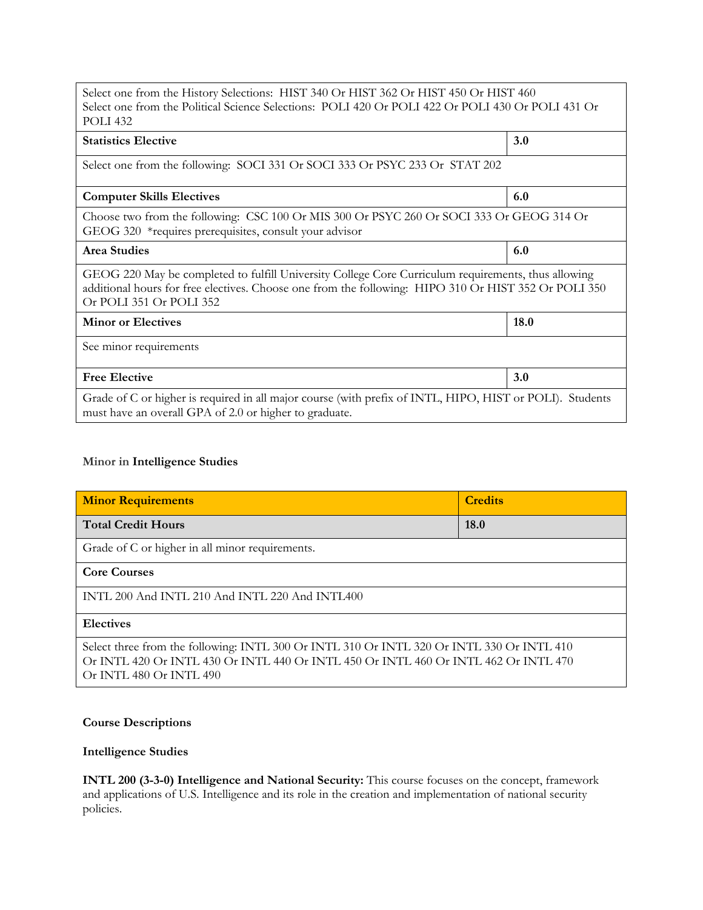| | |
|---|---|
| Select one from the History Selections: HIST 340 Or HIST 362 Or HIST 450 Or HIST 460<br>Select one from the Political Science Selections: POLI 420 Or POLI 422 Or POLI 430 Or POLI 431 Or POLI 432 | |
| **Statistics Elective** | **3.0** |
| Select one from the following: SOCI 331 Or SOCI 333 Or PSYC 233 Or STAT 202 | |
| **Computer Skills Electives** | **6.0** |
| Choose two from the following: CSC 100 Or MIS 300 Or PSYC 260 Or SOCI 333 Or GEOG 314 Or GEOG 320 *requires prerequisites, consult your advisor | |
| **Area Studies** | **6.0** |
| GEOG 220 May be completed to fulfill University College Core Curriculum requirements, thus allowing additional hours for free electives. Choose one from the following: HIPO 310 Or HIST 352 Or POLI 350 Or POLI 351 Or POLI 352 | |
| **Minor or Electives** | **18.0** |
| See minor requirements | |
| **Free Elective** | **3.0** |
| Grade of C or higher is required in all major course (with prefix of INTL, HIPO, HIST or POLI). Students must have an overall GPA of 2.0 or higher to graduate. | |

### Minor in **Intelligence Studies**

| **Minor Requirements** | **Credits** |
|---|---|
| **Total Credit Hours** | **18.0** |
| Grade of C or higher in all minor requirements. | |
| **Core Courses** | |
| INTL 200 And INTL 210 And INTL 220 And INTL400 | |
| **Electives** | |
| Select three from the following: INTL 300 Or INTL 310 Or INTL 320 Or INTL 330 Or INTL 410 Or INTL 420 Or INTL 430 Or INTL 440 Or INTL 450 Or INTL 460 Or INTL 462 Or INTL 470 Or INTL 480 Or INTL 490 | |

### Course Descriptions

#### Intelligence Studies

**INTL 200 (3-3-0) Intelligence and National Security:** This course focuses on the concept, framework and applications of U.S. Intelligence and its role in the creation and implementation of national security policies.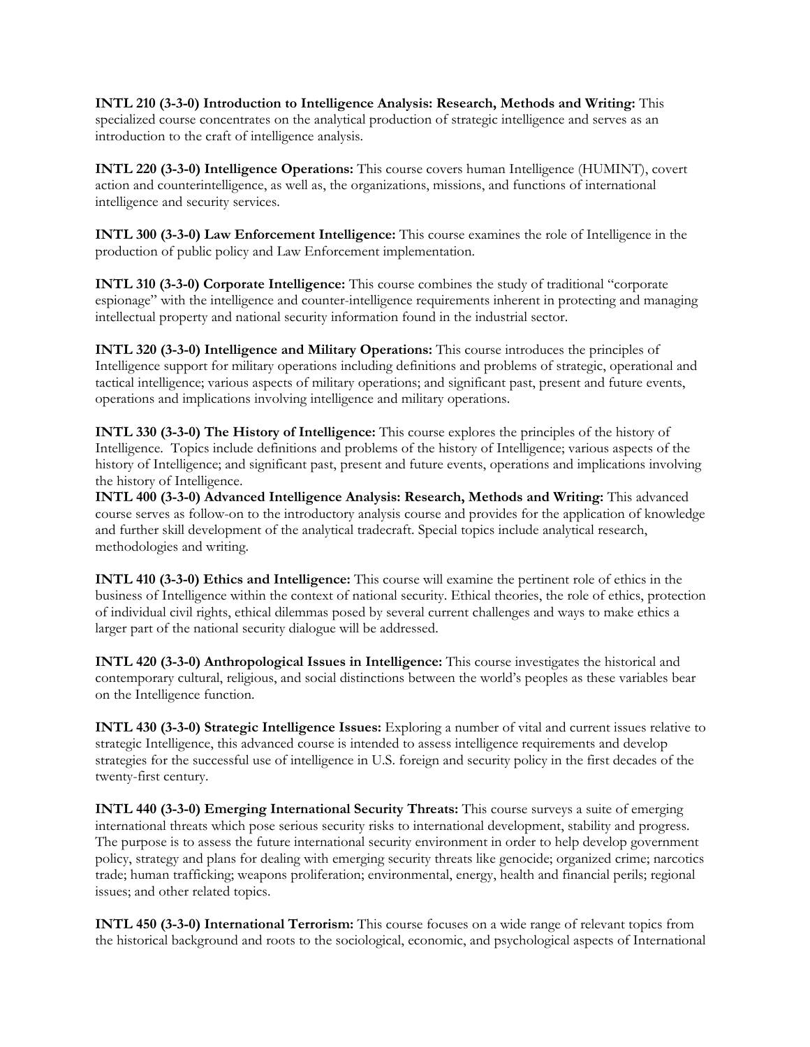**INTL 210 (3-3-0) Introduction to Intelligence Analysis: Research, Methods and Writing:** This specialized course concentrates on the analytical production of strategic intelligence and serves as an introduction to the craft of intelligence analysis.

**INTL 220 (3-3-0) Intelligence Operations:** This course covers human Intelligence (HUMINT), covert action and counterintelligence, as well as, the organizations, missions, and functions of international intelligence and security services.

**INTL 300 (3-3-0) Law Enforcement Intelligence:** This course examines the role of Intelligence in the production of public policy and Law Enforcement implementation.

**INTL 310 (3-3-0) Corporate Intelligence:** This course combines the study of traditional "corporate espionage" with the intelligence and counter-intelligence requirements inherent in protecting and managing intellectual property and national security information found in the industrial sector.

**INTL 320 (3-3-0) Intelligence and Military Operations:** This course introduces the principles of Intelligence support for military operations including definitions and problems of strategic, operational and tactical intelligence; various aspects of military operations; and significant past, present and future events, operations and implications involving intelligence and military operations.

**INTL 330 (3-3-0) The History of Intelligence:** This course explores the principles of the history of Intelligence. Topics include definitions and problems of the history of Intelligence; various aspects of the history of Intelligence; and significant past, present and future events, operations and implications involving the history of Intelligence.

**INTL 400 (3-3-0) Advanced Intelligence Analysis: Research, Methods and Writing:** This advanced course serves as follow-on to the introductory analysis course and provides for the application of knowledge and further skill development of the analytical tradecraft. Special topics include analytical research, methodologies and writing.

**INTL 410 (3-3-0) Ethics and Intelligence:** This course will examine the pertinent role of ethics in the business of Intelligence within the context of national security. Ethical theories, the role of ethics, protection of individual civil rights, ethical dilemmas posed by several current challenges and ways to make ethics a larger part of the national security dialogue will be addressed.

**INTL 420 (3-3-0) Anthropological Issues in Intelligence:** This course investigates the historical and contemporary cultural, religious, and social distinctions between the world's peoples as these variables bear on the Intelligence function.

**INTL 430 (3-3-0) Strategic Intelligence Issues:** Exploring a number of vital and current issues relative to strategic Intelligence, this advanced course is intended to assess intelligence requirements and develop strategies for the successful use of intelligence in U.S. foreign and security policy in the first decades of the twenty-first century.

**INTL 440 (3-3-0) Emerging International Security Threats:** This course surveys a suite of emerging international threats which pose serious security risks to international development, stability and progress. The purpose is to assess the future international security environment in order to help develop government policy, strategy and plans for dealing with emerging security threats like genocide; organized crime; narcotics trade; human trafficking; weapons proliferation; environmental, energy, health and financial perils; regional issues; and other related topics.

**INTL 450 (3-3-0) International Terrorism:** This course focuses on a wide range of relevant topics from the historical background and roots to the sociological, economic, and psychological aspects of International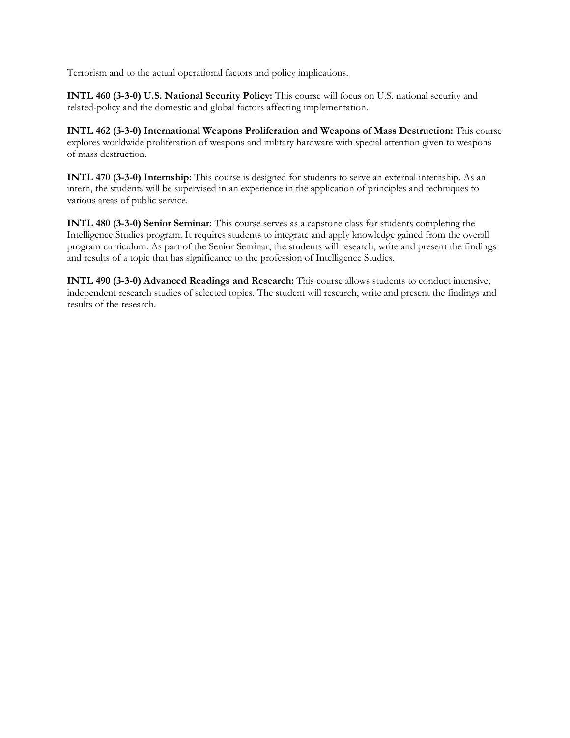Terrorism and to the actual operational factors and policy implications.

**INTL 460 (3-3-0) U.S. National Security Policy:** This course will focus on U.S. national security and related-policy and the domestic and global factors affecting implementation.

**INTL 462 (3-3-0) International Weapons Proliferation and Weapons of Mass Destruction:** This course explores worldwide proliferation of weapons and military hardware with special attention given to weapons of mass destruction.

**INTL 470 (3-3-0) Internship:** This course is designed for students to serve an external internship. As an intern, the students will be supervised in an experience in the application of principles and techniques to various areas of public service.

**INTL 480 (3-3-0) Senior Seminar:** This course serves as a capstone class for students completing the Intelligence Studies program. It requires students to integrate and apply knowledge gained from the overall program curriculum. As part of the Senior Seminar, the students will research, write and present the findings and results of a topic that has significance to the profession of Intelligence Studies.

**INTL 490 (3-3-0) Advanced Readings and Research:** This course allows students to conduct intensive, independent research studies of selected topics. The student will research, write and present the findings and results of the research.